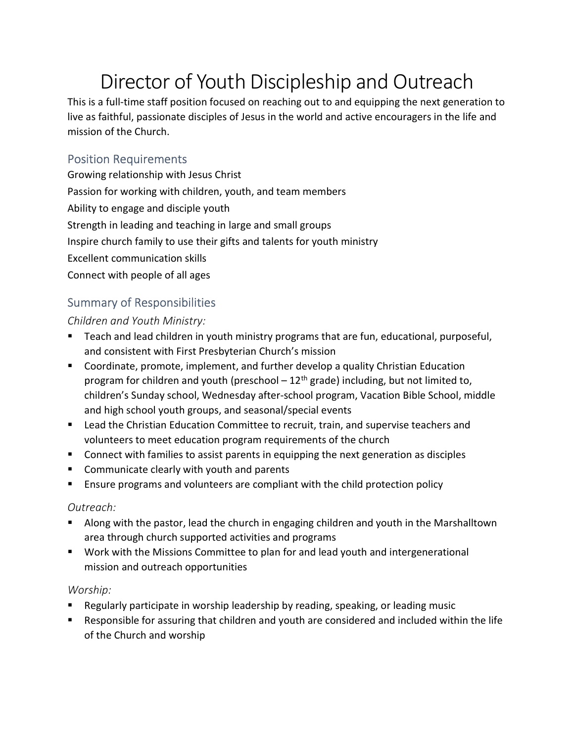# Director of Youth Discipleship and Outreach

This is a full-time staff position focused on reaching out to and equipping the next generation to live as faithful, passionate disciples of Jesus in the world and active encouragers in the life and mission of the Church.

## Position Requirements

Growing relationship with Jesus Christ

Passion for working with children, youth, and team members

Ability to engage and disciple youth

Strength in leading and teaching in large and small groups

Inspire church family to use their gifts and talents for youth ministry

Excellent communication skills

Connect with people of all ages

## Summary of Responsibilities

### *Children and Youth Ministry:*

- Teach and lead children in youth ministry programs that are fun, educational, purposeful, and consistent with First Presbyterian Church's mission
- Coordinate, promote, implement, and further develop a quality Christian Education program for children and youth (preschool – 12th grade) including, but not limited to, children's Sunday school, Wednesday after-school program, Vacation Bible School, middle and high school youth groups, and seasonal/special events
- Lead the Christian Education Committee to recruit, train, and supervise teachers and volunteers to meet education program requirements of the church
- Connect with families to assist parents in equipping the next generation as disciples
- Communicate clearly with youth and parents
- Ensure programs and volunteers are compliant with the child protection policy

### *Outreach:*

- Along with the pastor, lead the church in engaging children and youth in the Marshalltown area through church supported activities and programs
- Work with the Missions Committee to plan for and lead youth and intergenerational mission and outreach opportunities

### *Worship:*

- Regularly participate in worship leadership by reading, speaking, or leading music
- Responsible for assuring that children and youth are considered and included within the life of the Church and worship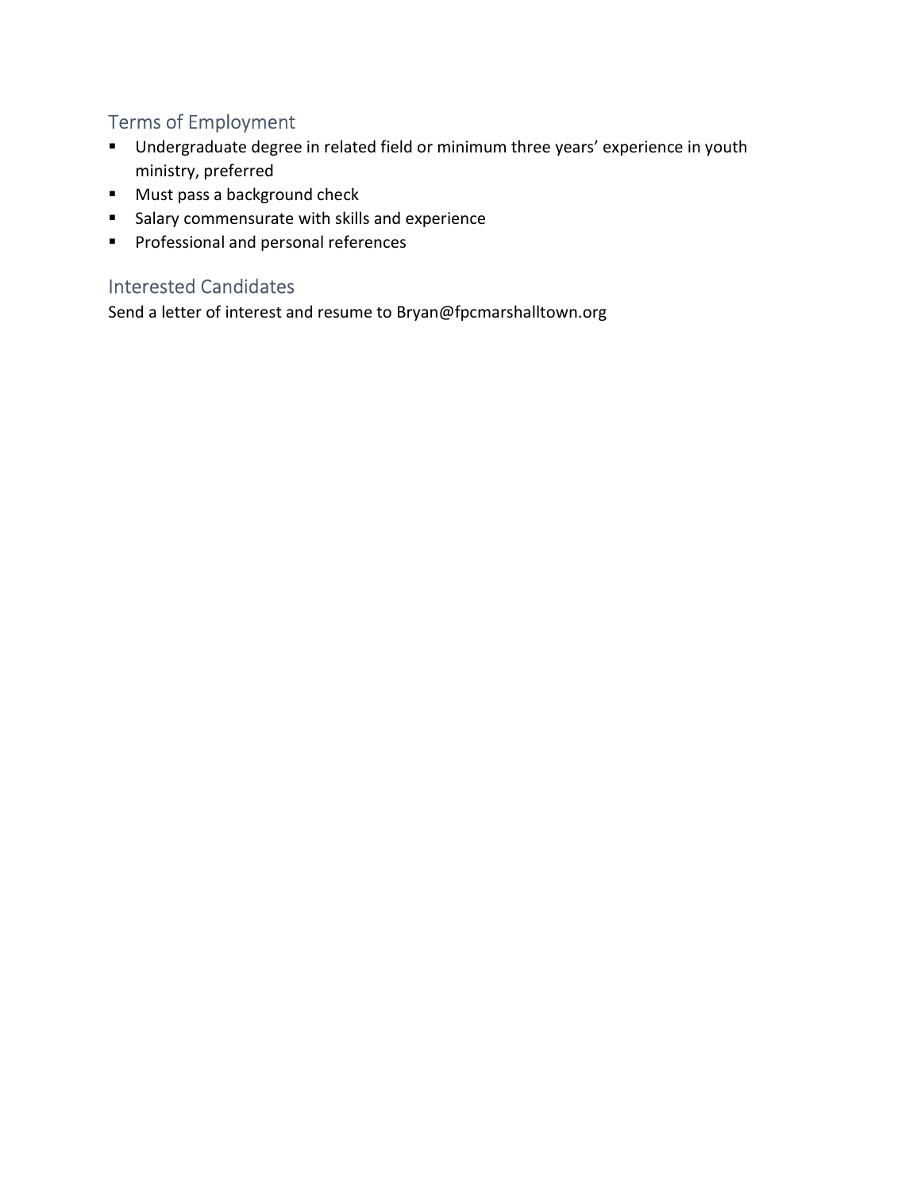## Terms of Employment

- Undergraduate degree in related field or minimum three years' experience in youth ministry, preferred
- Must pass a background check
- Salary commensurate with skills and experience
- Professional and personal references

## Interested Candidates

Send a letter of interest and resume to Bryan@fpcmarshalltown.org